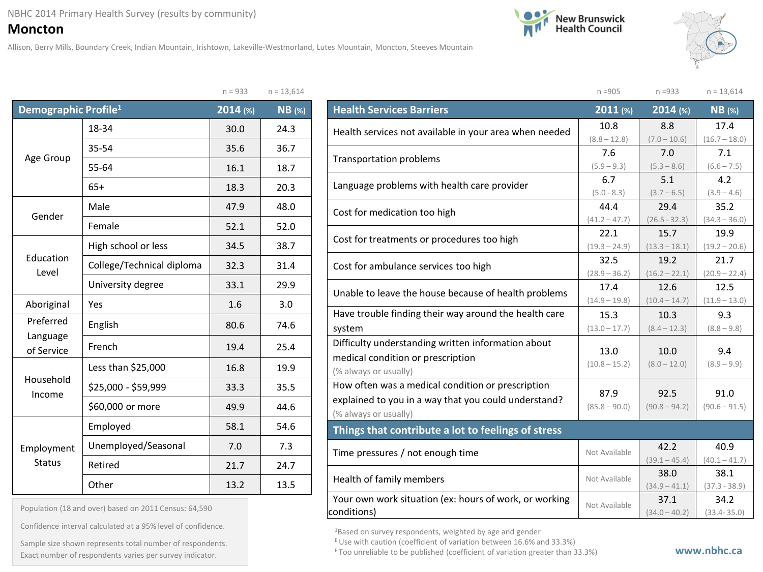NBHC 2014 Primary Health Survey (results by community)

# Moncton

Allison, Berry Mills, Boundary Creek, Indian Mountain, Irishtown, Lakeville-Westmorland, Lutes Mountain, Moncton, Steeves Mountain

New Brunswick Health Council

| Demographic Profile[1] | | 2014 (%) n = 933 | NB (%) n = 13,614 |
|---|---|---|---|
| Age Group | 18-34 | 30.0 | 24.3 |
| | 35-54 | 35.6 | 36.7 |
| | 55-64 | 16.1 | 18.7 |
| | 65+ | 18.3 | 20.3 |
| Gender | Male | 47.9 | 48.0 |
| | Female | 52.1 | 52.0 |
| Education Level | High school or less | 34.5 | 38.7 |
| | College/Technical diploma | 32.3 | 31.4 |
| | University degree | 33.1 | 29.9 |
| Aboriginal | Yes | 1.6 | 3.0 |
| Preferred Language of Service | English | 80.6 | 74.6 |
| | French | 19.4 | 25.4 |
| Household Income | Less than $25,000 | 16.8 | 19.9 |
| | $25,000 - $59,999 | 33.3 | 35.5 |
| | $60,000 or more | 49.9 | 44.6 |
| Employment Status | Employed | 58.1 | 54.6 |
| | Unemployed/Seasonal | 7.0 | 7.3 |
| | Retired | 21.7 | 24.7 |
| | Other | 13.2 | 13.5 |

Population (18 and over) based on 2011 Census: 64,590

Confidence interval calculated at a 95% level of confidence.

Sample size shown represents total number of respondents. Exact number of respondents varies per survey indicator.

| Health Services Barriers | 2011 (%) n = 905 | 2014 (%) n = 933 | NB (%) n = 13,614 |
|---|---|---|---|
| Health services not available in your area when needed | 10.8 (8.8 – 12.8) | 8.8 (7.0 – 10.6) | 17.4 (16.7 – 18.0) |
| Transportation problems | 7.6 (5.9 – 9.3) | 7.0 (5.3 – 8.6) | 7.1 (6.6 – 7.5) |
| Language problems with health care provider | 6.7 (5.0 - 8.3) | 5.1 (3.7 – 6.5) | 4.2 (3.9 – 4.6) |
| Cost for medication too high | 44.4 (41.2 – 47.7) | 29.4 (26.5 - 32.3) | 35.2 (34.3 – 36.0) |
| Cost for treatments or procedures too high | 22.1 (19.3 – 24.9) | 15.7 (13.3 – 18.1) | 19.9 (19.2 – 20.6) |
| Cost for ambulance services too high | 32.5 (28.9 – 36.2) | 19.2 (16.2 – 22.1) | 21.7 (20.9 – 22.4) |
| Unable to leave the house because of health problems | 17.4 (14.9 – 19.8) | 12.6 (10.4 – 14.7) | 12.5 (11.9 – 13.0) |
| Have trouble finding their way around the health care system | 15.3 (13.0 – 17.7) | 10.3 (8.4 – 12.3) | 9.3 (8.8 – 9.8) |
| Difficulty understanding written information about medical condition or prescription (% always or usually) | 13.0 (10.8 – 15.2) | 10.0 (8.0 – 12.0) | 9.4 (8.9 – 9.9) |
| How often was a medical condition or prescription explained to you in a way that you could understand? (% always or usually) | 87.9 (85.8 – 90.0) | 92.5 (90.8 – 94.2) | 91.0 (90.6 – 91.5) |
| **Things that contribute a lot to feelings of stress** | | | |
| Time pressures / not enough time | Not Available | 42.2 (39.1 – 45.4) | 40.9 (40.1 – 41.7) |
| Health of family members | Not Available | 38.0 (34.9 – 41.1) | 38.1 (37.3 - 38.9) |
| Your own work situation (ex: hours of work, or working conditions) | Not Available | 37.1 (34.0 – 40.2) | 34.2 (33.4- 35.0) |

[1]Based on survey respondents, weighted by age and gender

[E] Use with caution (coefficient of variation between 16.6% and 33.3%)

[F] Too unreliable to be published (coefficient of variation greater than 33.3%)

www.nbhc.ca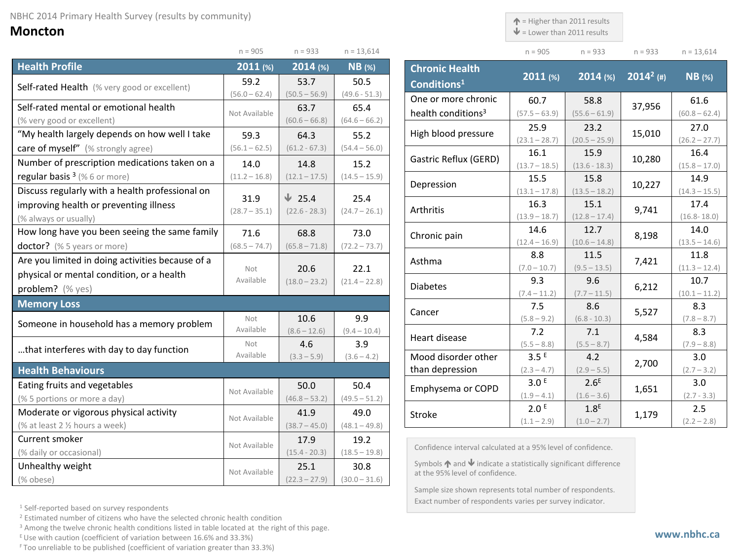NBHC 2014 Primary Health Survey (results by community)

# Moncton

↑ = Higher than 2011 results
↓ = Lower than 2011 results

| Health Profile | 2011 (%) | 2014 (%) | NB (%) |
|---|---|---|---|
| | n = 905 | n = 933 | n = 13,614 |
| Self-rated Health (% very good or excellent) | 59.2 (56.0 – 62.4) | 53.7 (50.5 – 56.9) | 50.5 (49.6 - 51.3) |
| Self-rated mental or emotional health (% very good or excellent) | Not Available | 63.7 (60.6 – 66.8) | 65.4 (64.6 – 66.2) |
| "My health largely depends on how well I take care of myself" (% strongly agree) | 59.3 (56.1 – 62.5) | 64.3 (61.2 - 67.3) | 55.2 (54.4 – 56.0) |
| Number of prescription medications taken on a regular basis [3] (% 6 or more) | 14.0 (11.2 – 16.8) | 14.8 (12.1 – 17.5) | 15.2 (14.5 – 15.9) |
| Discuss regularly with a health professional on improving health or preventing illness (% always or usually) | 31.9 (28.7 – 35.1) | ↓ 25.4 (22.6 - 28.3) | 25.4 (24.7 – 26.1) |
| How long have you been seeing the same family doctor? (% 5 years or more) | 71.6 (68.5 – 74.7) | 68.8 (65.8 – 71.8) | 73.0 (72.2 – 73.7) |
| Are you limited in doing activities because of a physical or mental condition, or a health problem? (% yes) | Not Available | 20.6 (18.0 – 23.2) | 22.1 (21.4 – 22.8) |
| **Memory Loss** | | | |
| Someone in household has a memory problem | Not Available | 10.6 (8.6 – 12.6) | 9.9 (9.4 – 10.4) |
| …that interferes with day to day function | Not Available | 4.6 (3.3 – 5.9) | 3.9 (3.6 – 4.2) |
| **Health Behaviours** | | | |
| Eating fruits and vegetables (% 5 portions or more a day) | Not Available | 50.0 (46.8 – 53.2) | 50.4 (49.5 – 51.2) |
| Moderate or vigorous physical activity (% at least 2 ½ hours a week) | Not Available | 41.9 (38.7 – 45.0) | 49.0 (48.1 – 49.8) |
| Current smoker (% daily or occasional) | Not Available | 17.9 (15.4 - 20.3) | 19.2 (18.5 – 19.8) |
| Unhealthy weight (% obese) | Not Available | 25.1 (22.3 – 27.9) | 30.8 (30.0 – 31.6) |

| Chronic Health Conditions[1] | 2011 (%) | 2014 (%) | 2014[2] (#) | NB (%) |
|---|---|---|---|---|
| | n = 905 | n = 933 | n = 933 | n = 13,614 |
| One or more chronic health conditions[3] | 60.7 (57.5 – 63.9) | 58.8 (55.6 – 61.9) | 37,956 | 61.6 (60.8 – 62.4) |
| High blood pressure | 25.9 (23.1 – 28.7) | 23.2 (20.5 – 25.9) | 15,010 | 27.0 (26.2 – 27.7) |
| Gastric Reflux (GERD) | 16.1 (13.7 – 18.5) | 15.9 (13.6 - 18.3) | 10,280 | 16.4 (15.8 – 17.0) |
| Depression | 15.5 (13.1 – 17.8) | 15.8 (13.5 – 18.2) | 10,227 | 14.9 (14.3 – 15.5) |
| Arthritis | 16.3 (13.9 – 18.7) | 15.1 (12.8 – 17.4) | 9,741 | 17.4 (16.8- 18.0) |
| Chronic pain | 14.6 (12.4 – 16.9) | 12.7 (10.6 – 14.8) | 8,198 | 14.0 (13.5 – 14.6) |
| Asthma | 8.8 (7.0 – 10.7) | 11.5 (9.5 – 13.5) | 7,421 | 11.8 (11.3 – 12.4) |
| Diabetes | 9.3 (7.4 – 11.2) | 9.6 (7.7 – 11.5) | 6,212 | 10.7 (10.1 – 11.2) |
| Cancer | 7.5 (5.8 – 9.2) | 8.6 (6.8 - 10.3) | 5,527 | 8.3 (7.8 – 8.7) |
| Heart disease | 7.2 (5.5 – 8.8) | 7.1 (5.5 – 8.7) | 4,584 | 8.3 (7.9 – 8.8) |
| Mood disorder other than depression | 3.5 E (2.3 – 4.7) | 4.2 (2.9 – 5.5) | 2,700 | 3.0 (2.7 – 3.2) |
| Emphysema or COPD | 3.0 E (1.9 – 4.1) | 2.6E (1.6 – 3.6) | 1,651 | 3.0 (2.7 - 3.3) |
| Stroke | 2.0 E (1.1 – 2.9) | 1.8E (1.0 – 2.7) | 1,179 | 2.5 (2.2 – 2.8) |

Confidence interval calculated at a 95% level of confidence.

Symbols ↑ and ↓ indicate a statistically significant difference at the 95% level of confidence.

Sample size shown represents total number of respondents. Exact number of respondents varies per survey indicator.

[1] Self-reported based on survey respondents
[2] Estimated number of citizens who have the selected chronic health condition
[3] Among the twelve chronic health conditions listed in table located at the right of this page.
[E] Use with caution (coefficient of variation between 16.6% and 33.3%)
[F] Too unreliable to be published (coefficient of variation greater than 33.3%)

www.nbhc.ca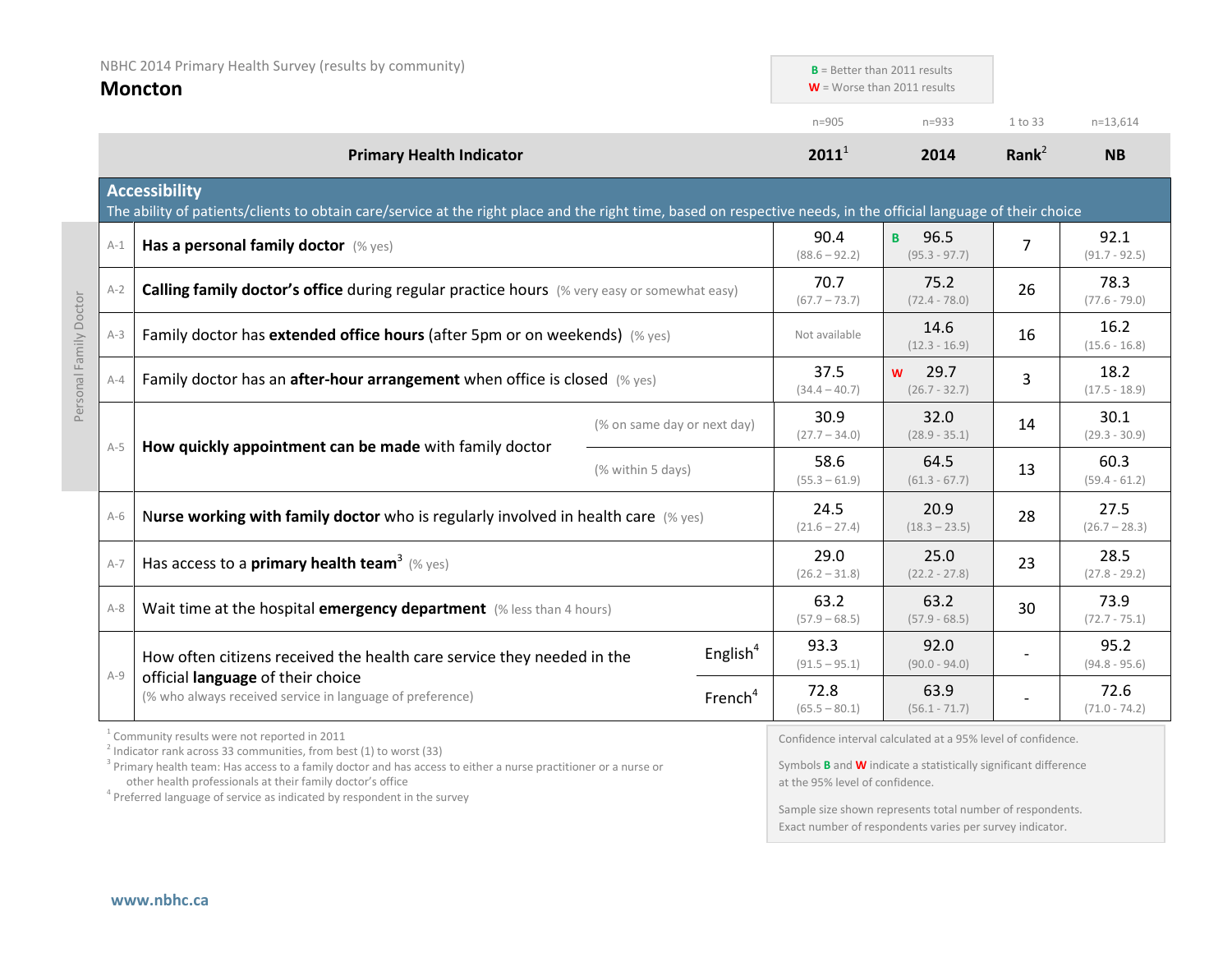NBHC 2014 Primary Health Survey (results by community)

# Moncton

**B** = Better than 2011 results
**W** = Worse than 2011 results

| | Primary Health Indicator | | 2011[1] (n=905) | 2014 (n=933) | Rank[2] (1 to 33) | NB (n=13,614) |
|---|---|---|---|---|---|---|
| **Accessibility** | The ability of patients/clients to obtain care/service at the right place and the right time, based on respective needs, in the official language of their choice | | | | | |
| A-1 | **Has a personal family doctor** (% yes) | | 90.4 (88.6 – 92.2) | B 96.5 (95.3 - 97.7) | 7 | 92.1 (91.7 - 92.5) |
| A-2 | **Calling family doctor's office** during regular practice hours (% very easy or somewhat easy) | | 70.7 (67.7 – 73.7) | 75.2 (72.4 - 78.0) | 26 | 78.3 (77.6 - 79.0) |
| A-3 | Family doctor has **extended office hours** (after 5pm or on weekends) (% yes) | | Not available | 14.6 (12.3 - 16.9) | 16 | 16.2 (15.6 - 16.8) |
| A-4 | Family doctor has an **after-hour arrangement** when office is closed (% yes) | | 37.5 (34.4 – 40.7) | W 29.7 (26.7 - 32.7) | 3 | 18.2 (17.5 - 18.9) |
| A-5 | **How quickly appointment can be made** with family doctor | (% on same day or next day) | 30.9 (27.7 – 34.0) | 32.0 (28.9 - 35.1) | 14 | 30.1 (29.3 - 30.9) |
| | | (% within 5 days) | 58.6 (55.3 – 61.9) | 64.5 (61.3 - 67.7) | 13 | 60.3 (59.4 - 61.2) |
| A-6 | **Nurse working with family doctor** who is regularly involved in health care (% yes) | | 24.5 (21.6 – 27.4) | 20.9 (18.3 – 23.5) | 28 | 27.5 (26.7 – 28.3) |
| A-7 | Has access to a **primary health team**[3] (% yes) | | 29.0 (26.2 – 31.8) | 25.0 (22.2 - 27.8) | 23 | 28.5 (27.8 - 29.2) |
| A-8 | Wait time at the hospital **emergency department** (% less than 4 hours) | | 63.2 (57.9 – 68.5) | 63.2 (57.9 - 68.5) | 30 | 73.9 (72.7 - 75.1) |
| A-9 | How often citizens received the health care service they needed in the official **language** of their choice (% who always received service in language of preference) | English[4] | 93.3 (91.5 – 95.1) | 92.0 (90.0 - 94.0) | - | 95.2 (94.8 - 95.6) |
| | | French[4] | 72.8 (65.5 – 80.1) | 63.9 (56.1 - 71.7) | - | 72.6 (71.0 - 74.2) |

Personal Family Doctor: A-1 to A-5

[1] Community results were not reported in 2011
[2] Indicator rank across 33 communities, from best (1) to worst (33)
[3] Primary health team: Has access to a family doctor and has access to either a nurse practitioner or a nurse or other health professionals at their family doctor's office
[4] Preferred language of service as indicated by respondent in the survey

Confidence interval calculated at a 95% level of confidence.

Symbols **B** and **W** indicate a statistically significant difference at the 95% level of confidence.

Sample size shown represents total number of respondents. Exact number of respondents varies per survey indicator.

www.nbhc.ca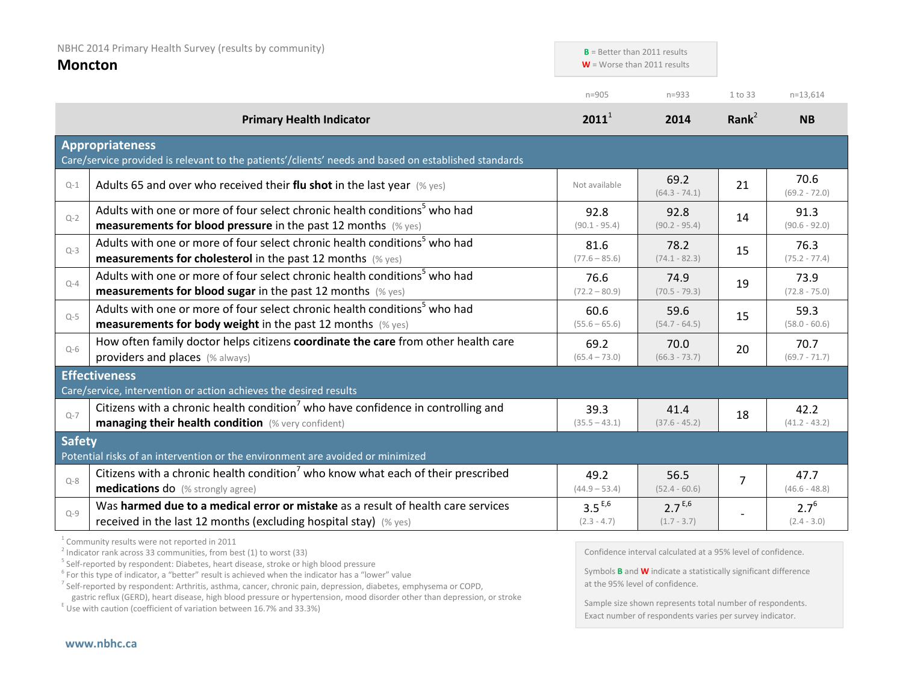NBHC 2014 Primary Health Survey (results by community)

# Moncton

**B** = Better than 2011 results
**W** = Worse than 2011 results

| | Primary Health Indicator | 2011[1] (n=905) | 2014 (n=933) | Rank[2] (1 to 33) | NB (n=13,614) |
|---|---|---|---|---|---|
| **Appropriateness** Care/service provided is relevant to the patients'/clients' needs and based on established standards | | | | | |
| Q-1 | Adults 65 and over who received their **flu shot** in the last year (% yes) | Not available | 69.2 (64.3 - 74.1) | 21 | 70.6 (69.2 - 72.0) |
| Q-2 | Adults with one or more of four select chronic health conditions[5] who had **measurements for blood pressure** in the past 12 months (% yes) | 92.8 (90.1 - 95.4) | 92.8 (90.2 - 95.4) | 14 | 91.3 (90.6 - 92.0) |
| Q-3 | Adults with one or more of four select chronic health conditions[5] who had **measurements for cholesterol** in the past 12 months (% yes) | 81.6 (77.6 – 85.6) | 78.2 (74.1 - 82.3) | 15 | 76.3 (75.2 - 77.4) |
| Q-4 | Adults with one or more of four select chronic health conditions[5] who had **measurements for blood sugar** in the past 12 months (% yes) | 76.6 (72.2 – 80.9) | 74.9 (70.5 - 79.3) | 19 | 73.9 (72.8 - 75.0) |
| Q-5 | Adults with one or more of four select chronic health conditions[5] who had **measurements for body weight** in the past 12 months (% yes) | 60.6 (55.6 – 65.6) | 59.6 (54.7 - 64.5) | 15 | 59.3 (58.0 - 60.6) |
| Q-6 | How often family doctor helps citizens **coordinate the care** from other health care providers and places (% always) | 69.2 (65.4 – 73.0) | 70.0 (66.3 - 73.7) | 20 | 70.7 (69.7 - 71.7) |
| **Effectiveness** Care/service, intervention or action achieves the desired results | | | | | |
| Q-7 | Citizens with a chronic health condition[7] who have confidence in controlling and **managing their health condition** (% very confident) | 39.3 (35.5 – 43.1) | 41.4 (37.6 - 45.2) | 18 | 42.2 (41.2 - 43.2) |
| **Safety** Potential risks of an intervention or the environment are avoided or minimized | | | | | |
| Q-8 | Citizens with a chronic health condition[7] who know what each of their prescribed **medications** do (% strongly agree) | 49.2 (44.9 – 53.4) | 56.5 (52.4 - 60.6) | 7 | 47.7 (46.6 - 48.8) |
| Q-9 | Was **harmed due to a medical error or mistake** as a result of health care services received in the last 12 months (excluding hospital stay) (% yes) | 3.5[E,6] (2.3 - 4.7) | 2.7[E,6] (1.7 - 3.7) | - | 2.7[6] (2.4 - 3.0) |

[1] Community results were not reported in 2011
[2] Indicator rank across 33 communities, from best (1) to worst (33)
[5] Self-reported by respondent: Diabetes, heart disease, stroke or high blood pressure
[6] For this type of indicator, a "better" result is achieved when the indicator has a "lower" value
[7] Self-reported by respondent: Arthritis, asthma, cancer, chronic pain, depression, diabetes, emphysema or COPD, gastric reflux (GERD), heart disease, high blood pressure or hypertension, mood disorder other than depression, or stroke
[E] Use with caution (coefficient of variation between 16.7% and 33.3%)

Confidence interval calculated at a 95% level of confidence.

Symbols **B** and **W** indicate a statistically significant difference at the 95% level of confidence.

Sample size shown represents total number of respondents. Exact number of respondents varies per survey indicator.

www.nbhc.ca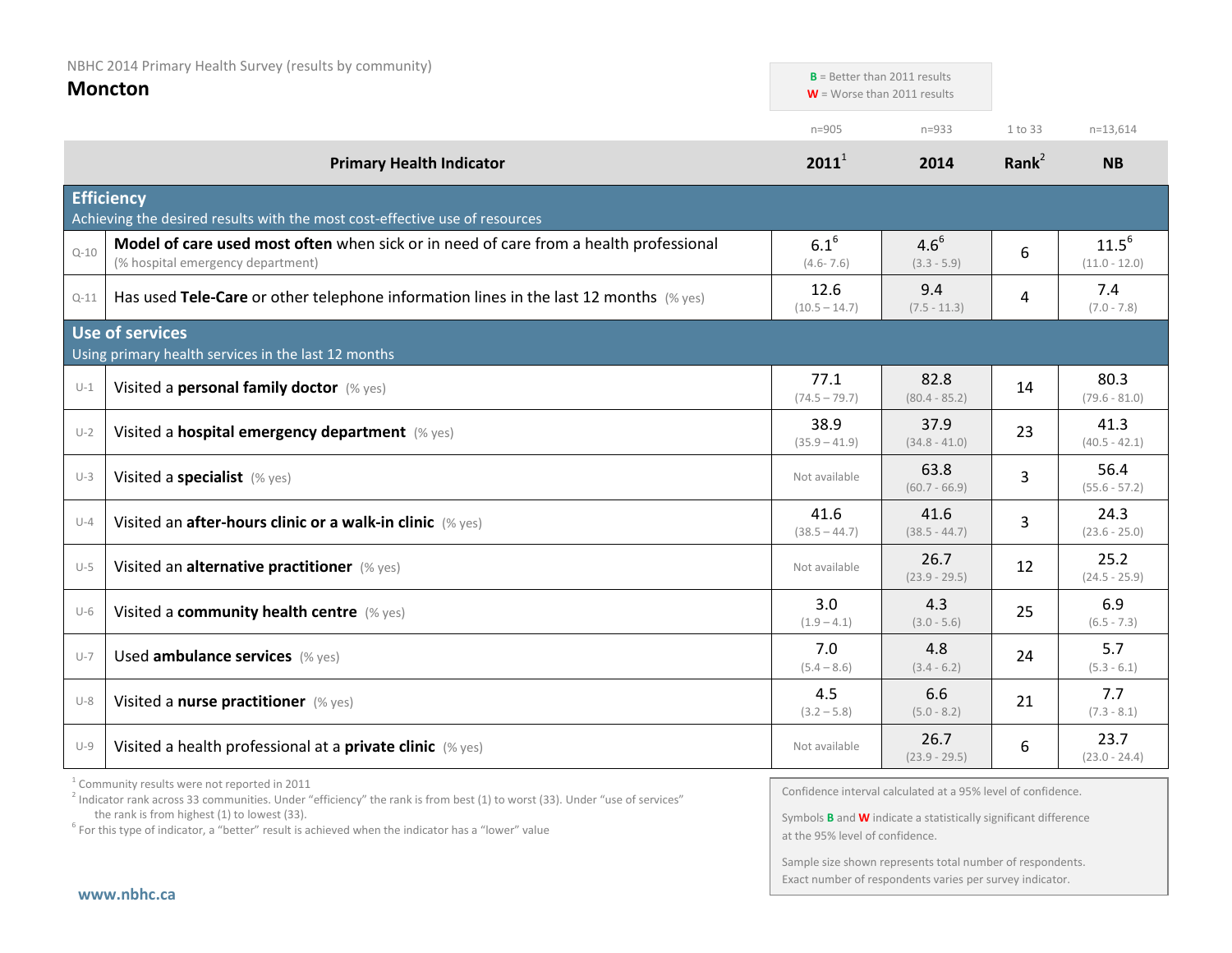NBHC 2014 Primary Health Survey (results by community)

# Moncton

**B** = Better than 2011 results
**W** = Worse than 2011 results

| | Primary Health Indicator | 2011[1] (n=905) | 2014 (n=933) | Rank[2] (1 to 33) | NB (n=13,614) |
|---|---|---|---|---|---|
| | **Efficiency** Achieving the desired results with the most cost-effective use of resources | | | | |
| Q-10 | **Model of care used most often** when sick or in need of care from a health professional (% hospital emergency department) | 6.1[6] (4.6- 7.6) | 4.6[6] (3.3 - 5.9) | 6 | 11.5[6] (11.0 - 12.0) |
| Q-11 | Has used **Tele-Care** or other telephone information lines in the last 12 months (% yes) | 12.6 (10.5 – 14.7) | 9.4 (7.5 - 11.3) | 4 | 7.4 (7.0 - 7.8) |
| | **Use of services** Using primary health services in the last 12 months | | | | |
| U-1 | Visited a **personal family doctor** (% yes) | 77.1 (74.5 – 79.7) | 82.8 (80.4 - 85.2) | 14 | 80.3 (79.6 - 81.0) |
| U-2 | Visited a **hospital emergency department** (% yes) | 38.9 (35.9 – 41.9) | 37.9 (34.8 - 41.0) | 23 | 41.3 (40.5 - 42.1) |
| U-3 | Visited a **specialist** (% yes) | Not available | 63.8 (60.7 - 66.9) | 3 | 56.4 (55.6 - 57.2) |
| U-4 | Visited an **after-hours clinic or a walk-in clinic** (% yes) | 41.6 (38.5 – 44.7) | 41.6 (38.5 - 44.7) | 3 | 24.3 (23.6 - 25.0) |
| U-5 | Visited an **alternative practitioner** (% yes) | Not available | 26.7 (23.9 - 29.5) | 12 | 25.2 (24.5 - 25.9) |
| U-6 | Visited a **community health centre** (% yes) | 3.0 (1.9 – 4.1) | 4.3 (3.0 - 5.6) | 25 | 6.9 (6.5 - 7.3) |
| U-7 | Used **ambulance services** (% yes) | 7.0 (5.4 – 8.6) | 4.8 (3.4 - 6.2) | 24 | 5.7 (5.3 - 6.1) |
| U-8 | Visited a **nurse practitioner** (% yes) | 4.5 (3.2 – 5.8) | 6.6 (5.0 - 8.2) | 21 | 7.7 (7.3 - 8.1) |
| U-9 | Visited a health professional at a **private clinic** (% yes) | Not available | 26.7 (23.9 - 29.5) | 6 | 23.7 (23.0 - 24.4) |

[1] Community results were not reported in 2011
[2] Indicator rank across 33 communities. Under "efficiency" the rank is from best (1) to worst (33). Under "use of services" the rank is from highest (1) to lowest (33).
[6] For this type of indicator, a "better" result is achieved when the indicator has a "lower" value

Confidence interval calculated at a 95% level of confidence.

Symbols **B** and **W** indicate a statistically significant difference at the 95% level of confidence.

Sample size shown represents total number of respondents. Exact number of respondents varies per survey indicator.

www.nbhc.ca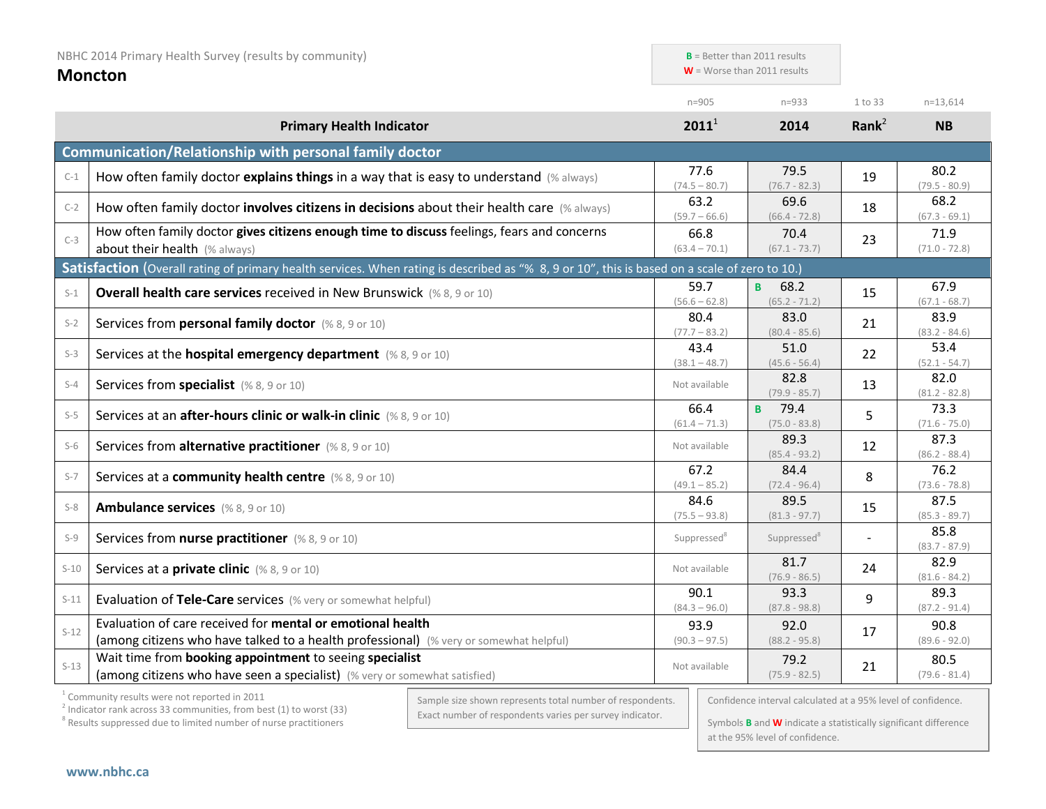NBHC 2014 Primary Health Survey (results by community)

# Moncton

**B** = Better than 2011 results
**W** = Worse than 2011 results

| | Primary Health Indicator | 2011[1] (n=905) | 2014 (n=933) | Rank[2] (1 to 33) | NB (n=13,614) |
|---|---|---|---|---|---|
| | **Communication/Relationship with personal family doctor** | | | | |
| C-1 | How often family doctor **explains things** in a way that is easy to understand (% always) | 77.6 (74.5 – 80.7) | 79.5 (76.7 - 82.3) | 19 | 80.2 (79.5 - 80.9) |
| C-2 | How often family doctor **involves citizens in decisions** about their health care (% always) | 63.2 (59.7 – 66.6) | 69.6 (66.4 - 72.8) | 18 | 68.2 (67.3 - 69.1) |
| C-3 | How often family doctor **gives citizens enough time to discuss** feelings, fears and concerns about their health (% always) | 66.8 (63.4 – 70.1) | 70.4 (67.1 - 73.7) | 23 | 71.9 (71.0 - 72.8) |
| | **Satisfaction** (Overall rating of primary health services. When rating is described as "% 8, 9 or 10", this is based on a scale of zero to 10.) | | | | |
| S-1 | **Overall health care services** received in New Brunswick (% 8, 9 or 10) | 59.7 (56.6 – 62.8) | **B** 68.2 (65.2 - 71.2) | 15 | 67.9 (67.1 - 68.7) |
| S-2 | Services from **personal family doctor** (% 8, 9 or 10) | 80.4 (77.7 – 83.2) | 83.0 (80.4 - 85.6) | 21 | 83.9 (83.2 - 84.6) |
| S-3 | Services at the **hospital emergency department** (% 8, 9 or 10) | 43.4 (38.1 – 48.7) | 51.0 (45.6 - 56.4) | 22 | 53.4 (52.1 - 54.7) |
| S-4 | Services from **specialist** (% 8, 9 or 10) | Not available | 82.8 (79.9 - 85.7) | 13 | 82.0 (81.2 - 82.8) |
| S-5 | Services at an **after-hours clinic or walk-in clinic** (% 8, 9 or 10) | 66.4 (61.4 – 71.3) | **B** 79.4 (75.0 - 83.8) | 5 | 73.3 (71.6 - 75.0) |
| S-6 | Services from **alternative practitioner** (% 8, 9 or 10) | Not available | 89.3 (85.4 - 93.2) | 12 | 87.3 (86.2 - 88.4) |
| S-7 | Services at a **community health centre** (% 8, 9 or 10) | 67.2 (49.1 – 85.2) | 84.4 (72.4 - 96.4) | 8 | 76.2 (73.6 - 78.8) |
| S-8 | **Ambulance services** (% 8, 9 or 10) | 84.6 (75.5 – 93.8) | 89.5 (81.3 - 97.7) | 15 | 87.5 (85.3 - 89.7) |
| S-9 | Services from **nurse practitioner** (% 8, 9 or 10) | Suppressed[8] | Suppressed[8] | - | 85.8 (83.7 - 87.9) |
| S-10 | Services at a **private clinic** (% 8, 9 or 10) | Not available | 81.7 (76.9 - 86.5) | 24 | 82.9 (81.6 - 84.2) |
| S-11 | Evaluation of **Tele-Care** services (% very or somewhat helpful) | 90.1 (84.3 – 96.0) | 93.3 (87.8 - 98.8) | 9 | 89.3 (87.2 - 91.4) |
| S-12 | Evaluation of care received for **mental or emotional health** (among citizens who have talked to a health professional) (% very or somewhat helpful) | 93.9 (90.3 – 97.5) | 92.0 (88.2 - 95.8) | 17 | 90.8 (89.6 - 92.0) |
| S-13 | Wait time from **booking appointment** to seeing **specialist** (among citizens who have seen a specialist) (% very or somewhat satisfied) | Not available | 79.2 (75.9 - 82.5) | 21 | 80.5 (79.6 - 81.4) |

[1] Community results were not reported in 2011
[2] Indicator rank across 33 communities, from best (1) to worst (33)
[8] Results suppressed due to limited number of nurse practitioners

Sample size shown represents total number of respondents. Exact number of respondents varies per survey indicator.

Confidence interval calculated at a 95% level of confidence.

Symbols **B** and **W** indicate a statistically significant difference at the 95% level of confidence.

www.nbhc.ca